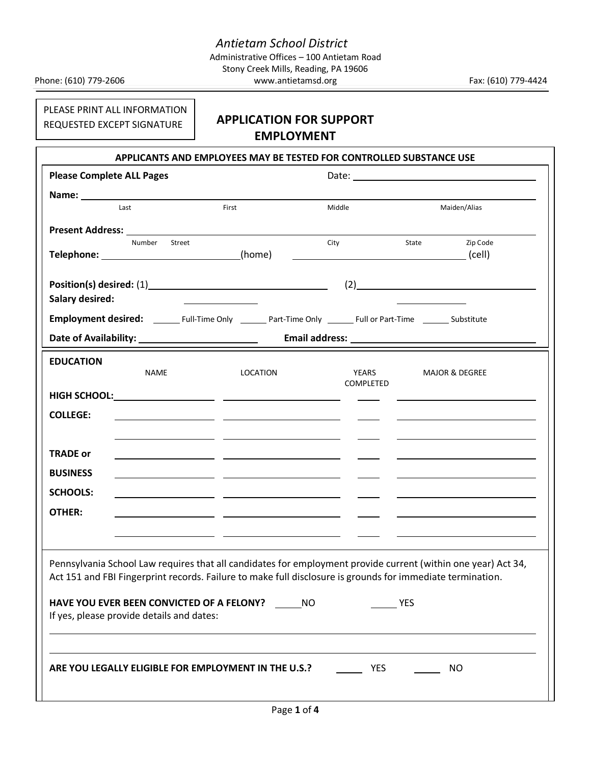*Antietam School District*

Administrative Offices – 100 Antietam Road
Stony Creek Mills, Reading, PA 19606

Phone: (610) 779-2606 www.antietamsd.org Fax: (610) 779-4424

PLEASE PRINT ALL INFORMATION REQUESTED EXCEPT SIGNATURE

# APPLICATION FOR SUPPORT EMPLOYMENT

**APPLICANTS AND EMPLOYEES MAY BE TESTED FOR CONTROLLED SUBSTANCE USE**

**Please Complete ALL Pages** Date: ______________________

**Name:** ____________________________________________
Last First Middle Maiden/Alias

**Present Address:** ____________________________________________
Number Street City State Zip Code

**Telephone:** ______________________(home) ______________________ (cell)

**Position(s) desired:** (1)______________________ (2)______________________

**Salary desired:** ____________ ____________

**Employment desired:** ______ Full-Time Only ______ Part-Time Only ______ Full or Part-Time ______ Substitute

**Date of Availability:** ______________________ **Email address:** ______________________

| **EDUCATION** | NAME | LOCATION | YEARS COMPLETED | MAJOR & DEGREE |
|---|---|---|---|---|
| **HIGH SCHOOL:** | | | | |
| **COLLEGE:** | | | | |
| | | | | |
| **TRADE or** | | | | |
| **BUSINESS** | | | | |
| **SCHOOLS:** | | | | |
| **OTHER:** | | | | |
| | | | | |

Pennsylvania School Law requires that all candidates for employment provide current (within one year) Act 34, Act 151 and FBI Fingerprint records. Failure to make full disclosure is grounds for immediate termination.

**HAVE YOU EVER BEEN CONVICTED OF A FELONY?** _____NO _____ YES

If yes, please provide details and dates:

______________________________________________________________________

______________________________________________________________________

**ARE YOU LEGALLY ELIGIBLE FOR EMPLOYMENT IN THE U.S.?** _____ YES _____ NO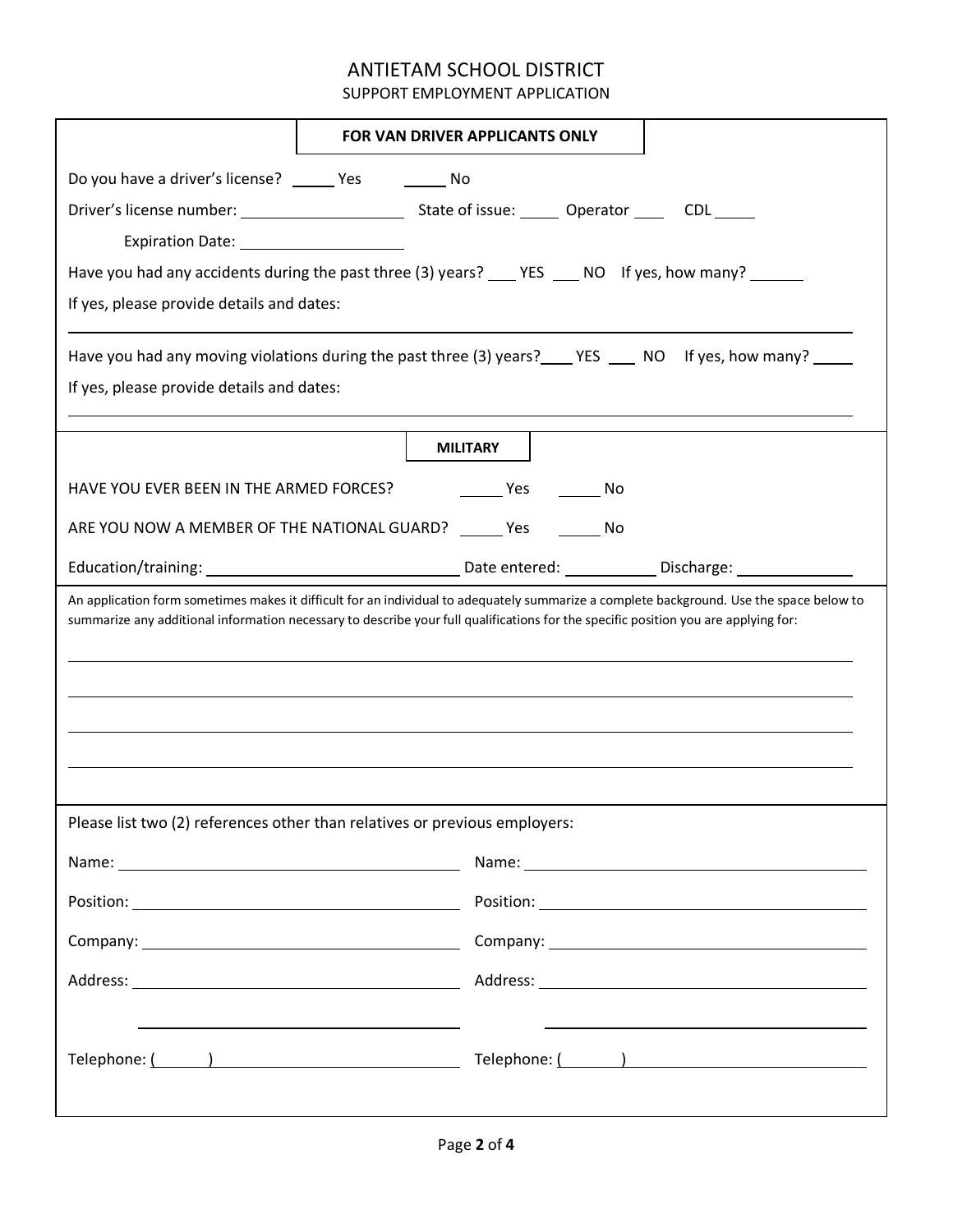# ANTIETAM SCHOOL DISTRICT

## SUPPORT EMPLOYMENT APPLICATION

### FOR VAN DRIVER APPLICANTS ONLY

Do you have a driver's license? _____ Yes _____ No

Driver's license number: ____________________ State of issue: _____ Operator ____ CDL _____

Expiration Date: ____________________

Have you had any accidents during the past three (3) years? ___ YES ___ NO If yes, how many? ______

If yes, please provide details and dates:

_______________________________________________________________________________

Have you had any moving violations during the past three (3) years?____ YES ___ NO If yes, how many? _____

If yes, please provide details and dates:

_______________________________________________________________________________

### MILITARY

HAVE YOU EVER BEEN IN THE ARMED FORCES? _____ Yes _____ No

ARE YOU NOW A MEMBER OF THE NATIONAL GUARD? _____ Yes _____ No

Education/training: ______________________________ Date entered: ___________ Discharge: ______________

An application form sometimes makes it difficult for an individual to adequately summarize a complete background. Use the space below to summarize any additional information necessary to describe your full qualifications for the specific position you are applying for:

_______________________________________________________________________________

_______________________________________________________________________________

_______________________________________________________________________________

_______________________________________________________________________________

Please list two (2) references other than relatives or previous employers:

| | |
|---|---|
| Name: ______________________________ | Name: ______________________________ |
| Position: ______________________________ | Position: ______________________________ |
| Company: ______________________________ | Company: ______________________________ |
| Address: ______________________________ | Address: ______________________________ |
| ______________________________ | ______________________________ |
| Telephone: (      ) ______________________ | Telephone: (      ) ______________________ |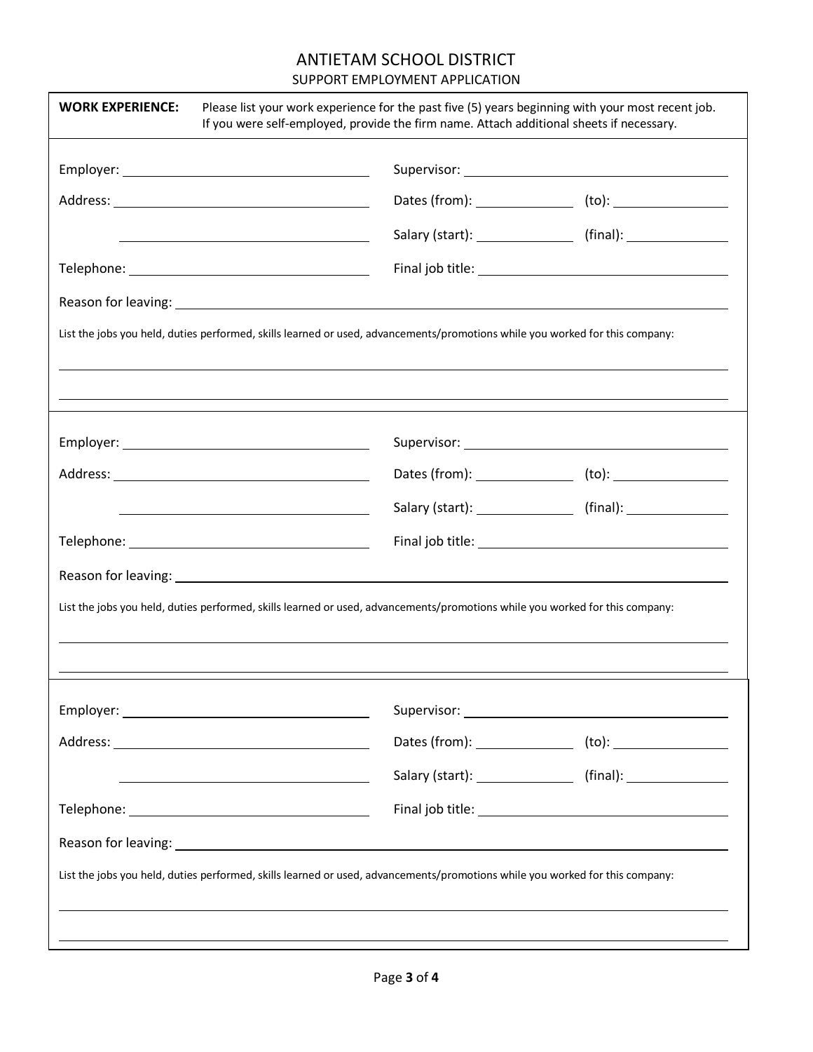# ANTIETAM SCHOOL DISTRICT

## SUPPORT EMPLOYMENT APPLICATION

**WORK EXPERIENCE:** Please list your work experience for the past five (5) years beginning with your most recent job. If you were self-employed, provide the firm name. Attach additional sheets if necessary.

Employer: ______________________ Supervisor: ______________________

Address: ______________________ Dates (from): __________ (to): __________

______________________ Salary (start): __________ (final): __________

Telephone: ______________________ Final job title: ______________________

Reason for leaving: ____________________________________________

List the jobs you held, duties performed, skills learned or used, advancements/promotions while you worked for this company:

____________________________________________

____________________________________________

---

Employer: ______________________ Supervisor: ______________________

Address: ______________________ Dates (from): __________ (to): __________

______________________ Salary (start): __________ (final): __________

Telephone: ______________________ Final job title: ______________________

Reason for leaving: ____________________________________________

List the jobs you held, duties performed, skills learned or used, advancements/promotions while you worked for this company:

____________________________________________

____________________________________________

---

Employer: ______________________ Supervisor: ______________________

Address: ______________________ Dates (from): __________ (to): __________

______________________ Salary (start): __________ (final): __________

Telephone: ______________________ Final job title: ______________________

Reason for leaving: ____________________________________________

List the jobs you held, duties performed, skills learned or used, advancements/promotions while you worked for this company:

____________________________________________

____________________________________________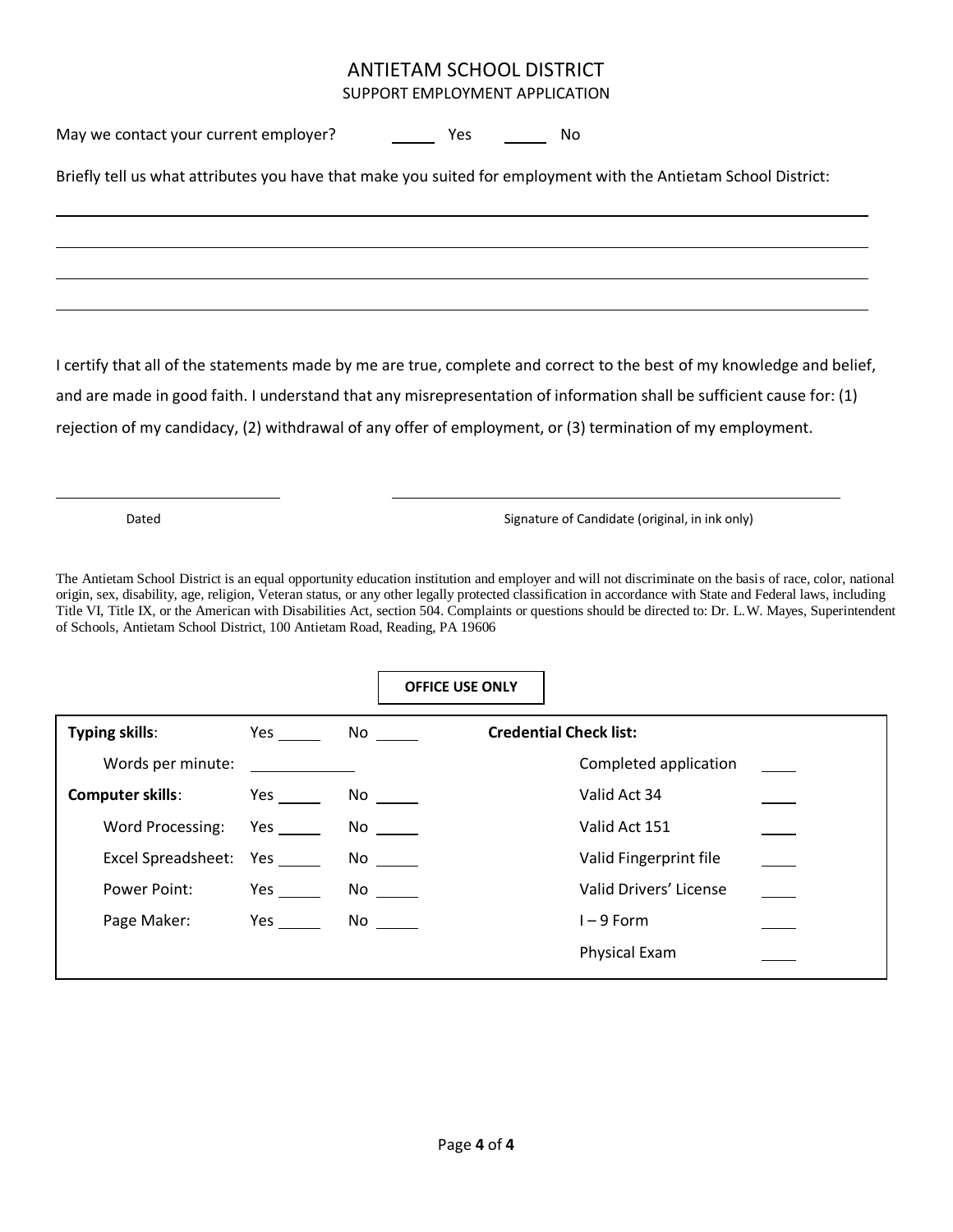# ANTIETAM SCHOOL DISTRICT

SUPPORT EMPLOYMENT APPLICATION

May we contact your current employer? _____ Yes _____ No

Briefly tell us what attributes you have that make you suited for employment with the Antietam School District:

_______________________________________________________________________________

_______________________________________________________________________________

_______________________________________________________________________________

_______________________________________________________________________________

I certify that all of the statements made by me are true, complete and correct to the best of my knowledge and belief, and are made in good faith. I understand that any misrepresentation of information shall be sufficient cause for: (1) rejection of my candidacy, (2) withdrawal of any offer of employment, or (3) termination of my employment.

_________________________ ______________________________________________

Dated Signature of Candidate (original, in ink only)

The Antietam School District is an equal opportunity education institution and employer and will not discriminate on the basis of race, color, national origin, sex, disability, age, religion, Veteran status, or any other legally protected classification in accordance with State and Federal laws, including Title VI, Title IX, or the American with Disabilities Act, section 504. Complaints or questions should be directed to: Dr. L.W. Mayes, Superintendent of Schools, Antietam School District, 100 Antietam Road, Reading, PA 19606

**OFFICE USE ONLY**

| | | | | | |
|---|---|---|---|---|---|
| **Typing skills**: | Yes _____ | No _____ | **Credential Check list:** | | |
| Words per minute: | __________ | | | Completed application | ____ |
| **Computer skills**: | Yes _____ | No _____ | | Valid Act 34 | ____ |
| Word Processing: | Yes _____ | No _____ | | Valid Act 151 | ____ |
| Excel Spreadsheet: | Yes _____ | No _____ | | Valid Fingerprint file | ____ |
| Power Point: | Yes _____ | No _____ | | Valid Drivers' License | ____ |
| Page Maker: | Yes _____ | No _____ | | I – 9 Form | ____ |
| | | | | Physical Exam | ____ |